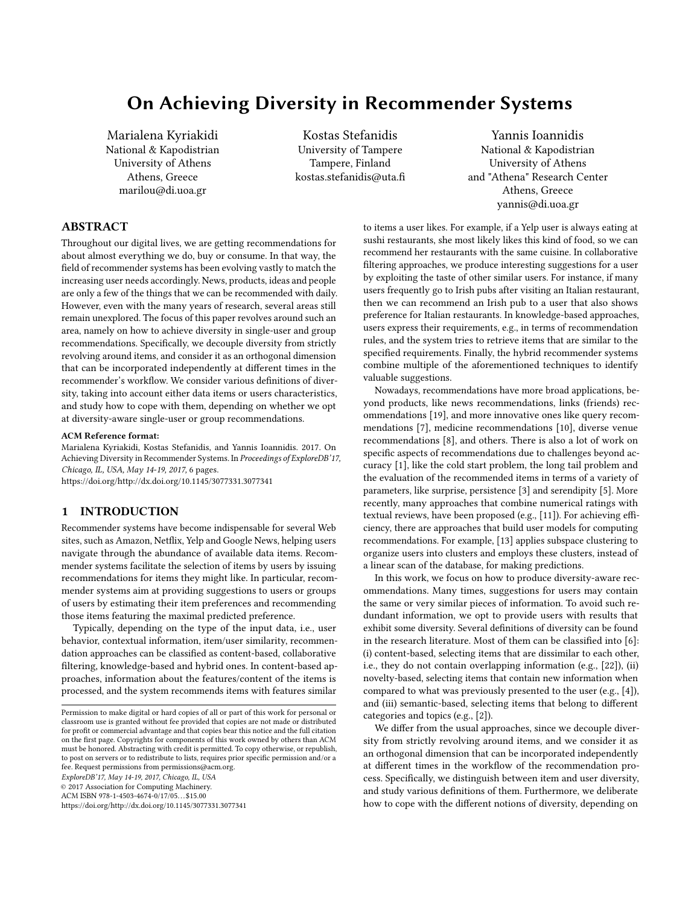# On Achieving Diversity in Recommender Systems

Marialena Kyriakidi
National & Kapodistrian University of Athens
Athens, Greece
marilou@di.uoa.gr

Kostas Stefanidis
University of Tampere
Tampere, Finland
kostas.stefanidis@uta.fi

Yannis Ioannidis
National & Kapodistrian University of Athens
and "Athena" Research Center
Athens, Greece
yannis@di.uoa.gr

## ABSTRACT

Throughout our digital lives, we are getting recommendations for about almost everything we do, buy or consume. In that way, the field of recommender systems has been evolving vastly to match the increasing user needs accordingly. News, products, ideas and people are only a few of the things that we can be recommended with daily. However, even with the many years of research, several areas still remain unexplored. The focus of this paper revolves around such an area, namely on how to achieve diversity in single-user and group recommendations. Specifically, we decouple diversity from strictly revolving around items, and consider it as an orthogonal dimension that can be incorporated independently at different times in the recommender's workflow. We consider various definitions of diversity, taking into account either data items or users characteristics, and study how to cope with them, depending on whether we opt at diversity-aware single-user or group recommendations.

**ACM Reference format:**
Marialena Kyriakidi, Kostas Stefanidis, and Yannis Ioannidis. 2017. On Achieving Diversity in Recommender Systems. In *Proceedings of ExploreDB'17, Chicago, IL, USA, May 14-19, 2017,* 6 pages.
https://doi.org/http://dx.doi.org/10.1145/3077331.3077341

## 1 INTRODUCTION

Recommender systems have become indispensable for several Web sites, such as Amazon, Netflix, Yelp and Google News, helping users navigate through the abundance of available data items. Recommender systems facilitate the selection of items by users by issuing recommendations for items they might like. In particular, recommender systems aim at providing suggestions to users or groups of users by estimating their item preferences and recommending those items featuring the maximal predicted preference.

Typically, depending on the type of the input data, i.e., user behavior, contextual information, item/user similarity, recommendation approaches can be classified as content-based, collaborative filtering, knowledge-based and hybrid ones. In content-based approaches, information about the features/content of the items is processed, and the system recommends items with features similar to items a user likes. For example, if a Yelp user is always eating at sushi restaurants, she most likely likes this kind of food, so we can recommend her restaurants with the same cuisine. In collaborative filtering approaches, we produce interesting suggestions for a user by exploiting the taste of other similar users. For instance, if many users frequently go to Irish pubs after visiting an Italian restaurant, then we can recommend an Irish pub to a user that also shows preference for Italian restaurants. In knowledge-based approaches, users express their requirements, e.g., in terms of recommendation rules, and the system tries to retrieve items that are similar to the specified requirements. Finally, the hybrid recommender systems combine multiple of the aforementioned techniques to identify valuable suggestions.

Nowadays, recommendations have more broad applications, beyond products, like news recommendations, links (friends) recommendations [19], and more innovative ones like query recommendations [7], medicine recommendations [10], diverse venue recommendations [8], and others. There is also a lot of work on specific aspects of recommendations due to challenges beyond accuracy [1], like the cold start problem, the long tail problem and the evaluation of the recommended items in terms of a variety of parameters, like surprise, persistence [3] and serendipity [5]. More recently, many approaches that combine numerical ratings with textual reviews, have been proposed (e.g., [11]). For achieving efficiency, there are approaches that build user models for computing recommendations. For example, [13] applies subspace clustering to organize users into clusters and employs these clusters, instead of a linear scan of the database, for making predictions.

In this work, we focus on how to produce diversity-aware recommendations. Many times, suggestions for users may contain the same or very similar pieces of information. To avoid such redundant information, we opt to provide users with results that exhibit some diversity. Several definitions of diversity can be found in the research literature. Most of them can be classified into [6]: (i) content-based, selecting items that are dissimilar to each other, i.e., they do not contain overlapping information (e.g., [22]), (ii) novelty-based, selecting items that contain new information when compared to what was previously presented to the user (e.g., [4]), and (iii) semantic-based, selecting items that belong to different categories and topics (e.g., [2]).

We differ from the usual approaches, since we decouple diversity from strictly revolving around items, and we consider it as an orthogonal dimension that can be incorporated independently at different times in the workflow of the recommendation process. Specifically, we distinguish between item and user diversity, and study various definitions of them. Furthermore, we deliberate how to cope with the different notions of diversity, depending on

Permission to make digital or hard copies of all or part of this work for personal or classroom use is granted without fee provided that copies are not made or distributed for profit or commercial advantage and that copies bear this notice and the full citation on the first page. Copyrights for components of this work owned by others than ACM must be honored. Abstracting with credit is permitted. To copy otherwise, or republish, to post on servers or to redistribute to lists, requires prior specific permission and/or a fee. Request permissions from permissions@acm.org.
*ExploreDB'17, May 14-19, 2017, Chicago, IL, USA*
© 2017 Association for Computing Machinery.
ACM ISBN 978-1-4503-4674-0/17/05...$15.00
https://doi.org/http://dx.doi.org/10.1145/3077331.3077341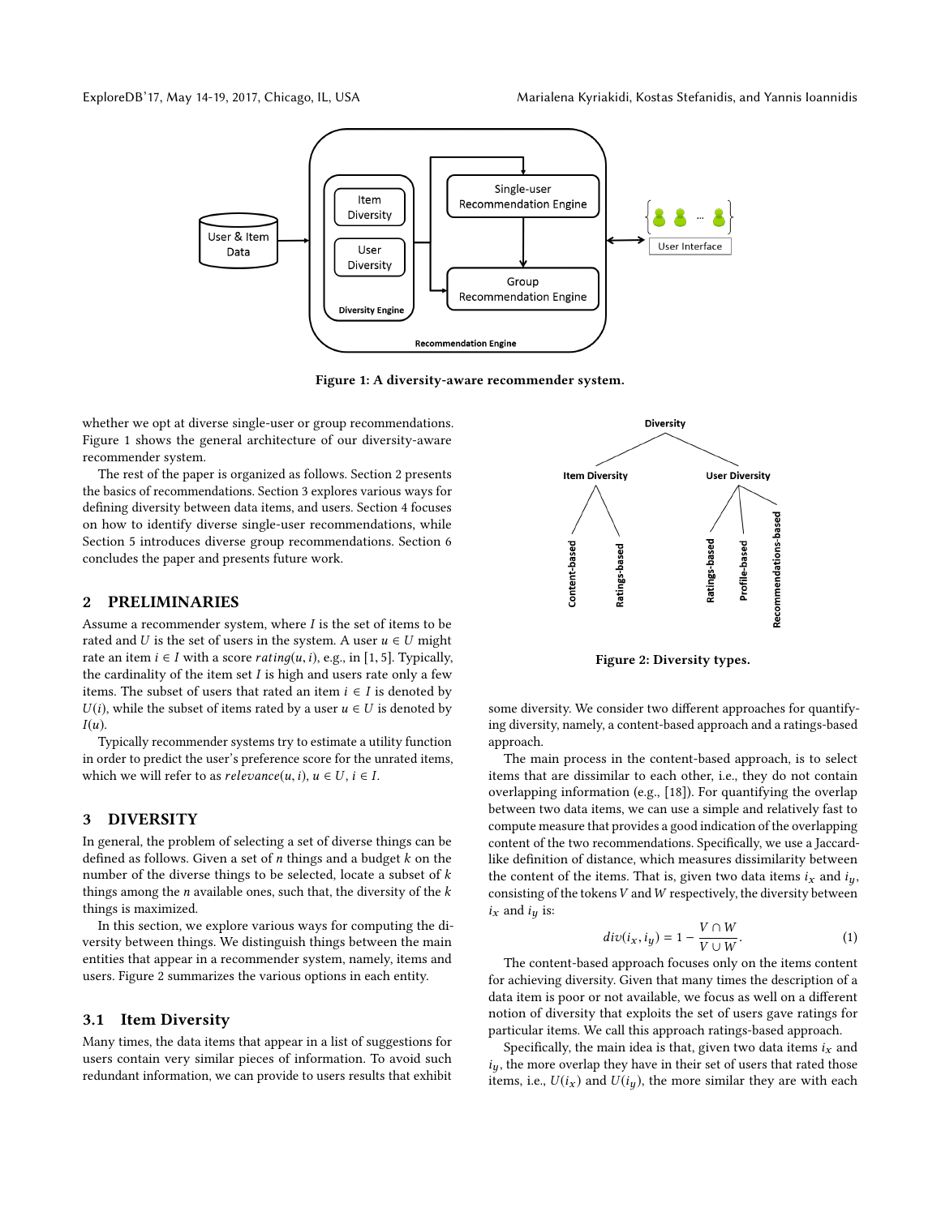Figure 1: A diversity-aware recommender system.

whether we opt at diverse single-user or group recommendations. Figure 1 shows the general architecture of our diversity-aware recommender system.

The rest of the paper is organized as follows. Section 2 presents the basics of recommendations. Section 3 explores various ways for defining diversity between data items, and users. Section 4 focuses on how to identify diverse single-user recommendations, while Section 5 introduces diverse group recommendations. Section 6 concludes the paper and presents future work.

## 2 PRELIMINARIES

Assume a recommender system, where $I$ is the set of items to be rated and $U$ is the set of users in the system. A user $u \in U$ might rate an item $i \in I$ with a score $rating(u, i)$, e.g., in $[1, 5]$. Typically, the cardinality of the item set $I$ is high and users rate only a few items. The subset of users that rated an item $i \in I$ is denoted by $U(i)$, while the subset of items rated by a user $u \in U$ is denoted by $I(u)$.

Typically recommender systems try to estimate a utility function in order to predict the user's preference score for the unrated items, which we will refer to as $relevance(u, i)$, $u \in U$, $i \in I$.

## 3 DIVERSITY

In general, the problem of selecting a set of diverse things can be defined as follows. Given a set of $n$ things and a budget $k$ on the number of the diverse things to be selected, locate a subset of $k$ things among the $n$ available ones, such that, the diversity of the $k$ things is maximized.

In this section, we explore various ways for computing the diversity between things. We distinguish things between the main entities that appear in a recommender system, namely, items and users. Figure 2 summarizes the various options in each entity.

Figure 2: Diversity types.

### 3.1 Item Diversity

Many times, the data items that appear in a list of suggestions for users contain very similar pieces of information. To avoid such redundant information, we can provide to users results that exhibit some diversity. We consider two different approaches for quantifying diversity, namely, a content-based approach and a ratings-based approach.

The main process in the content-based approach, is to select items that are dissimilar to each other, i.e., they do not contain overlapping information (e.g., [18]). For quantifying the overlap between two data items, we can use a simple and relatively fast to compute measure that provides a good indication of the overlapping content of the two recommendations. Specifically, we use a Jaccard-like definition of distance, which measures dissimilarity between the content of the items. That is, given two data items $i_x$ and $i_y$, consisting of the tokens $V$ and $W$ respectively, the diversity between $i_x$ and $i_y$ is:

$$div(i_x, i_y) = 1 - \frac{V \cap W}{V \cup W}. \tag{1}$$

The content-based approach focuses only on the items content for achieving diversity. Given that many times the description of a data item is poor or not available, we focus as well on a different notion of diversity that exploits the set of users gave ratings for particular items. We call this approach ratings-based approach.

Specifically, the main idea is that, given two data items $i_x$ and $i_y$, the more overlap they have in their set of users that rated those items, i.e., $U(i_x)$ and $U(i_y)$, the more similar they are with each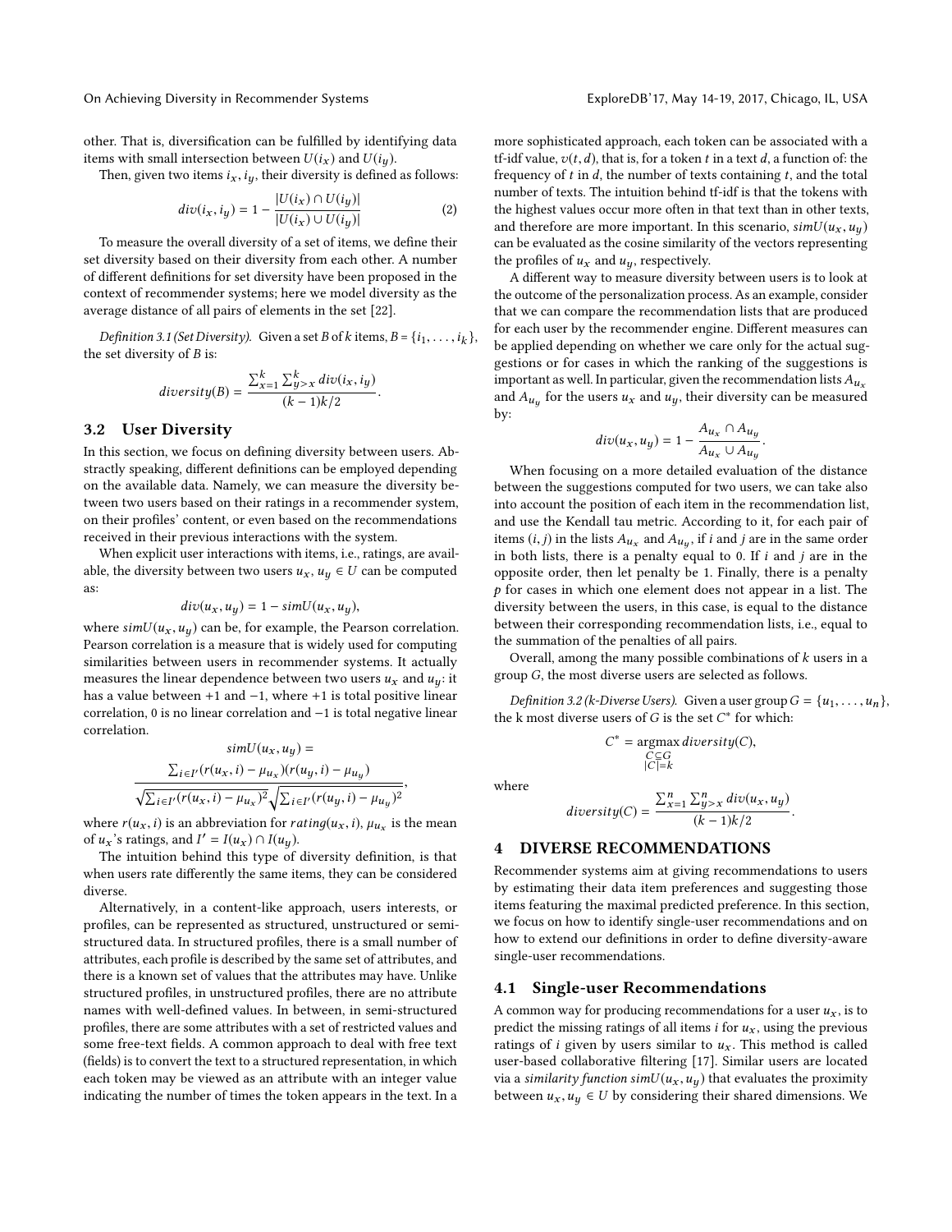other. That is, diversification can be fulfilled by identifying data items with small intersection between $U(i_x)$ and $U(i_y)$.

Then, given two items $i_x, i_y$, their diversity is defined as follows:

$$div(i_x, i_y) = 1 - \frac{|U(i_x) \cap U(i_y)|}{|U(i_x) \cup U(i_y)|} \quad (2)$$

To measure the overall diversity of a set of items, we define their set diversity based on their diversity from each other. A number of different definitions for set diversity have been proposed in the context of recommender systems; here we model diversity as the average distance of all pairs of elements in the set [22].

*Definition 3.1 (Set Diversity).* Given a set $B$ of $k$ items, $B = \{i_1, \ldots, i_k\}$, the set diversity of $B$ is:

$$diversity(B) = \frac{\sum_{x=1}^{k} \sum_{y>x}^{k} div(i_x, i_y)}{(k-1)k/2}.$$

## 3.2 User Diversity

In this section, we focus on defining diversity between users. Abstractly speaking, different definitions can be employed depending on the available data. Namely, we can measure the diversity between two users based on their ratings in a recommender system, on their profiles' content, or even based on the recommendations received in their previous interactions with the system.

When explicit user interactions with items, i.e., ratings, are available, the diversity between two users $u_x, u_y \in U$ can be computed as:

$$div(u_x, u_y) = 1 - simU(u_x, u_y),$$

where $simU(u_x, u_y)$ can be, for example, the Pearson correlation. Pearson correlation is a measure that is widely used for computing similarities between users in recommender systems. It actually measures the linear dependence between two users $u_x$ and $u_y$: it has a value between $+1$ and $-1$, where $+1$ is total positive linear correlation, 0 is no linear correlation and $-1$ is total negative linear correlation.

$$simU(u_x, u_y) = \frac{\sum_{i \in I'} (r(u_x, i) - \mu_{u_x})(r(u_y, i) - \mu_{u_y})}{\sqrt{\sum_{i \in I'} (r(u_x, i) - \mu_{u_x})^2} \sqrt{\sum_{i \in I'} (r(u_y, i) - \mu_{u_y})^2}},$$

where $r(u_x, i)$ is an abbreviation for $rating(u_x, i)$, $\mu_{u_x}$ is the mean of $u_x$'s ratings, and $I' = I(u_x) \cap I(u_y)$.

The intuition behind this type of diversity definition, is that when users rate differently the same items, they can be considered diverse.

Alternatively, in a content-like approach, users interests, or profiles, can be represented as structured, unstructured or semi-structured data. In structured profiles, there is a small number of attributes, each profile is described by the same set of attributes, and there is a known set of values that the attributes may have. Unlike structured profiles, in unstructured profiles, there are no attribute names with well-defined values. In between, in semi-structured profiles, there are some attributes with a set of restricted values and some free-text fields. A common approach to deal with free text (fields) is to convert the text to a structured representation, in which each token may be viewed as an attribute with an integer value indicating the number of times the token appears in the text. In a more sophisticated approach, each token can be associated with a tf-idf value, $v(t, d)$, that is, for a token $t$ in a text $d$, a function of: the frequency of $t$ in $d$, the number of texts containing $t$, and the total number of texts. The intuition behind tf-idf is that the tokens with the highest values occur more often in that text than in other texts, and therefore are more important. In this scenario, $simU(u_x, u_y)$ can be evaluated as the cosine similarity of the vectors representing the profiles of $u_x$ and $u_y$, respectively.

A different way to measure diversity between users is to look at the outcome of the personalization process. As an example, consider that we can compare the recommendation lists that are produced for each user by the recommender engine. Different measures can be applied depending on whether we care only for the actual suggestions or for cases in which the ranking of the suggestions is important as well. In particular, given the recommendation lists $A_{u_x}$ and $A_{u_y}$ for the users $u_x$ and $u_y$, their diversity can be measured by:

$$div(u_x, u_y) = 1 - \frac{A_{u_x} \cap A_{u_y}}{A_{u_x} \cup A_{u_y}}.$$

When focusing on a more detailed evaluation of the distance between the suggestions computed for two users, we can take also into account the position of each item in the recommendation list, and use the Kendall tau metric. According to it, for each pair of items $(i, j)$ in the lists $A_{u_x}$ and $A_{u_y}$, if $i$ and $j$ are in the same order in both lists, there is a penalty equal to 0. If $i$ and $j$ are in the opposite order, then let penalty be 1. Finally, there is a penalty $p$ for cases in which one element does not appear in a list. The diversity between the users, in this case, is equal to the distance between their corresponding recommendation lists, i.e., equal to the summation of the penalties of all pairs.

Overall, among the many possible combinations of $k$ users in a group $G$, the most diverse users are selected as follows.

*Definition 3.2 (k-Diverse Users).* Given a user group $G = \{u_1, \ldots, u_n\}$, the k most diverse users of $G$ is the set $C^*$ for which:

$$C^* = \underset{\substack{C \subseteq G \\ |C| = k}}{\operatorname{argmax}}\, diversity(C),$$

where

$$diversity(C) = \frac{\sum_{x=1}^{n} \sum_{y>x}^{n} div(u_x, u_y)}{(k-1)k/2}.$$

# 4 DIVERSE RECOMMENDATIONS

Recommender systems aim at giving recommendations to users by estimating their data item preferences and suggesting those items featuring the maximal predicted preference. In this section, we focus on how to identify single-user recommendations and on how to extend our definitions in order to define diversity-aware single-user recommendations.

## 4.1 Single-user Recommendations

A common way for producing recommendations for a user $u_x$, is to predict the missing ratings of all items $i$ for $u_x$, using the previous ratings of $i$ given by users similar to $u_x$. This method is called user-based collaborative filtering [17]. Similar users are located via a *similarity function* $simU(u_x, u_y)$ that evaluates the proximity between $u_x, u_y \in U$ by considering their shared dimensions. We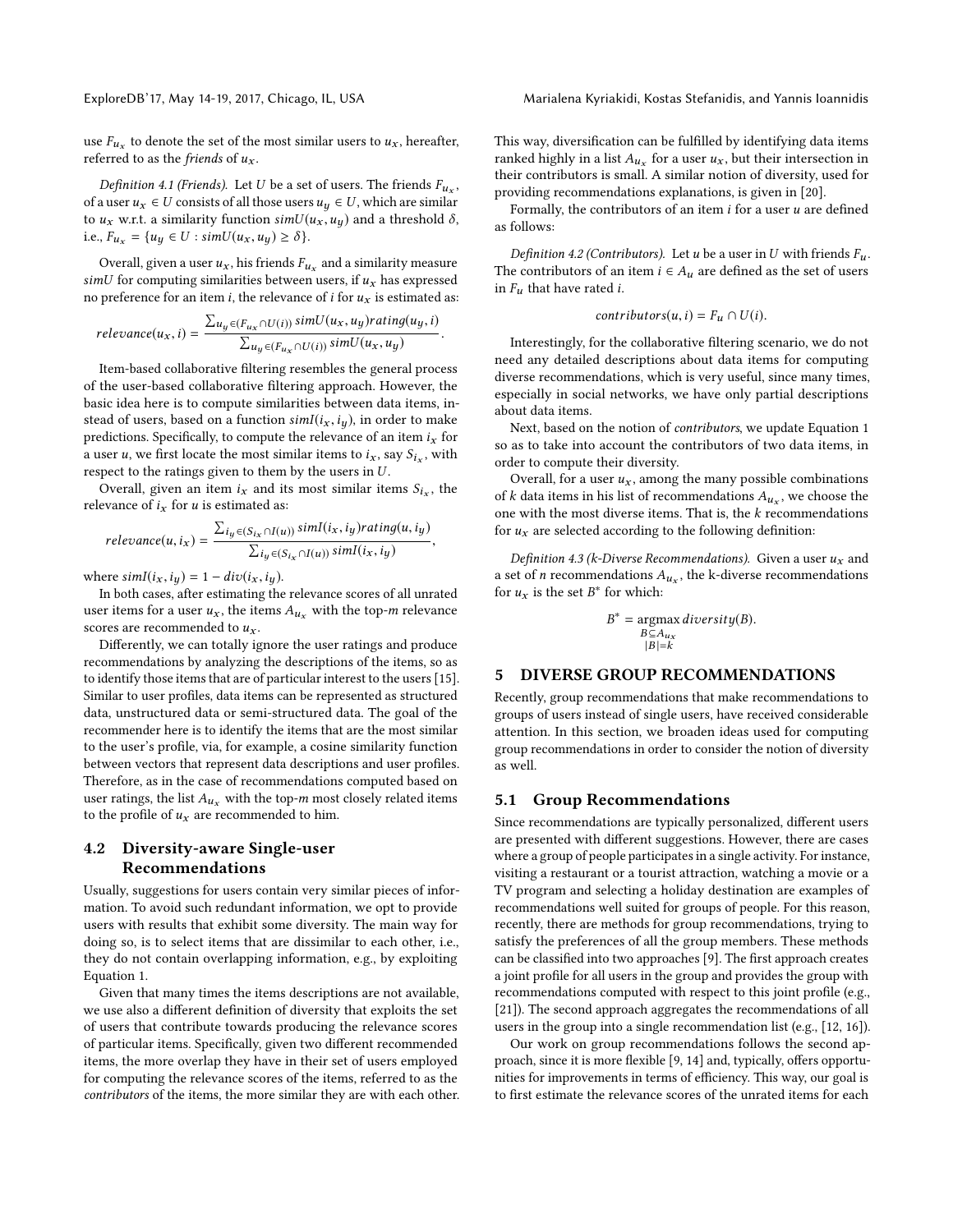use $F_{u_x}$ to denote the set of the most similar users to $u_x$, hereafter, referred to as the *friends* of $u_x$.

*Definition 4.1 (Friends).* Let $U$ be a set of users. The friends $F_{u_x}$, of a user $u_x \in U$ consists of all those users $u_y \in U$, which are similar to $u_x$ w.r.t. a similarity function $simU(u_x, u_y)$ and a threshold $\delta$, i.e., $F_{u_x} = \{u_y \in U : simU(u_x, u_y) \geq \delta\}$.

Overall, given a user $u_x$, his friends $F_{u_x}$ and a similarity measure $simU$ for computing similarities between users, if $u_x$ has expressed no preference for an item $i$, the relevance of $i$ for $u_x$ is estimated as:

$$relevance(u_x, i) = \frac{\sum_{u_y \in (F_{u_x} \cap U(i))} simU(u_x, u_y) rating(u_y, i)}{\sum_{u_y \in (F_{u_x} \cap U(i))} simU(u_x, u_y)}.$$

Item-based collaborative filtering resembles the general process of the user-based collaborative filtering approach. However, the basic idea here is to compute similarities between data items, instead of users, based on a function $simI(i_x, i_y)$, in order to make predictions. Specifically, to compute the relevance of an item $i_x$ for a user $u$, we first locate the most similar items to $i_x$, say $S_{i_x}$, with respect to the ratings given to them by the users in $U$.

Overall, given an item $i_x$ and its most similar items $S_{i_x}$, the relevance of $i_x$ for $u$ is estimated as:

$$relevance(u, i_x) = \frac{\sum_{i_y \in (S_{i_x} \cap I(u))} simI(i_x, i_y) rating(u, i_y)}{\sum_{i_y \in (S_{i_x} \cap I(u))} simI(i_x, i_y)},$$

where $simI(i_x, i_y) = 1 - div(i_x, i_y)$.

In both cases, after estimating the relevance scores of all unrated user items for a user $u_x$, the items $A_{u_x}$ with the top-$m$ relevance scores are recommended to $u_x$.

Differently, we can totally ignore the user ratings and produce recommendations by analyzing the descriptions of the items, so as to identify those items that are of particular interest to the users [15]. Similar to user profiles, data items can be represented as structured data, unstructured data or semi-structured data. The goal of the recommender here is to identify the items that are the most similar to the user's profile, via, for example, a cosine similarity function between vectors that represent data descriptions and user profiles. Therefore, as in the case of recommendations computed based on user ratings, the list $A_{u_x}$ with the top-$m$ most closely related items to the profile of $u_x$ are recommended to him.

### 4.2 Diversity-aware Single-user Recommendations

Usually, suggestions for users contain very similar pieces of information. To avoid such redundant information, we opt to provide users with results that exhibit some diversity. The main way for doing so, is to select items that are dissimilar to each other, i.e., they do not contain overlapping information, e.g., by exploiting Equation 1.

Given that many times the items descriptions are not available, we use also a different definition of diversity that exploits the set of users that contribute towards producing the relevance scores of particular items. Specifically, given two different recommended items, the more overlap they have in their set of users employed for computing the relevance scores of the items, referred to as the *contributors* of the items, the more similar they are with each other. This way, diversification can be fulfilled by identifying data items ranked highly in a list $A_{u_x}$ for a user $u_x$, but their intersection in their contributors is small. A similar notion of diversity, used for providing recommendations explanations, is given in [20].

Formally, the contributors of an item $i$ for a user $u$ are defined as follows:

*Definition 4.2 (Contributors).* Let $u$ be a user in $U$ with friends $F_u$. The contributors of an item $i \in A_u$ are defined as the set of users in $F_u$ that have rated $i$.

$$contributors(u, i) = F_u \cap U(i).$$

Interestingly, for the collaborative filtering scenario, we do not need any detailed descriptions about data items for computing diverse recommendations, which is very useful, since many times, especially in social networks, we have only partial descriptions about data items.

Next, based on the notion of *contributors*, we update Equation 1 so as to take into account the contributors of two data items, in order to compute their diversity.

Overall, for a user $u_x$, among the many possible combinations of $k$ data items in his list of recommendations $A_{u_x}$, we choose the one with the most diverse items. That is, the $k$ recommendations for $u_x$ are selected according to the following definition:

*Definition 4.3 (k-Diverse Recommendations).* Given a user $u_x$ and a set of $n$ recommendations $A_{u_x}$, the k-diverse recommendations for $u_x$ is the set $B^*$ for which:

$$B^* = \underset{\substack{B \subseteq A_{u_x} \\ |B|=k}}{\operatorname{argmax}}\, diversity(B).$$

## 5 DIVERSE GROUP RECOMMENDATIONS

Recently, group recommendations that make recommendations to groups of users instead of single users, have received considerable attention. In this section, we broaden ideas used for computing group recommendations in order to consider the notion of diversity as well.

### 5.1 Group Recommendations

Since recommendations are typically personalized, different users are presented with different suggestions. However, there are cases where a group of people participates in a single activity. For instance, visiting a restaurant or a tourist attraction, watching a movie or a TV program and selecting a holiday destination are examples of recommendations well suited for groups of people. For this reason, recently, there are methods for group recommendations, trying to satisfy the preferences of all the group members. These methods can be classified into two approaches [9]. The first approach creates a joint profile for all users in the group and provides the group with recommendations computed with respect to this joint profile (e.g., [21]). The second approach aggregates the recommendations of all users in the group into a single recommendation list (e.g., [12, 16]).

Our work on group recommendations follows the second approach, since it is more flexible [9, 14] and, typically, offers opportunities for improvements in terms of efficiency. This way, our goal is to first estimate the relevance scores of the unrated items for each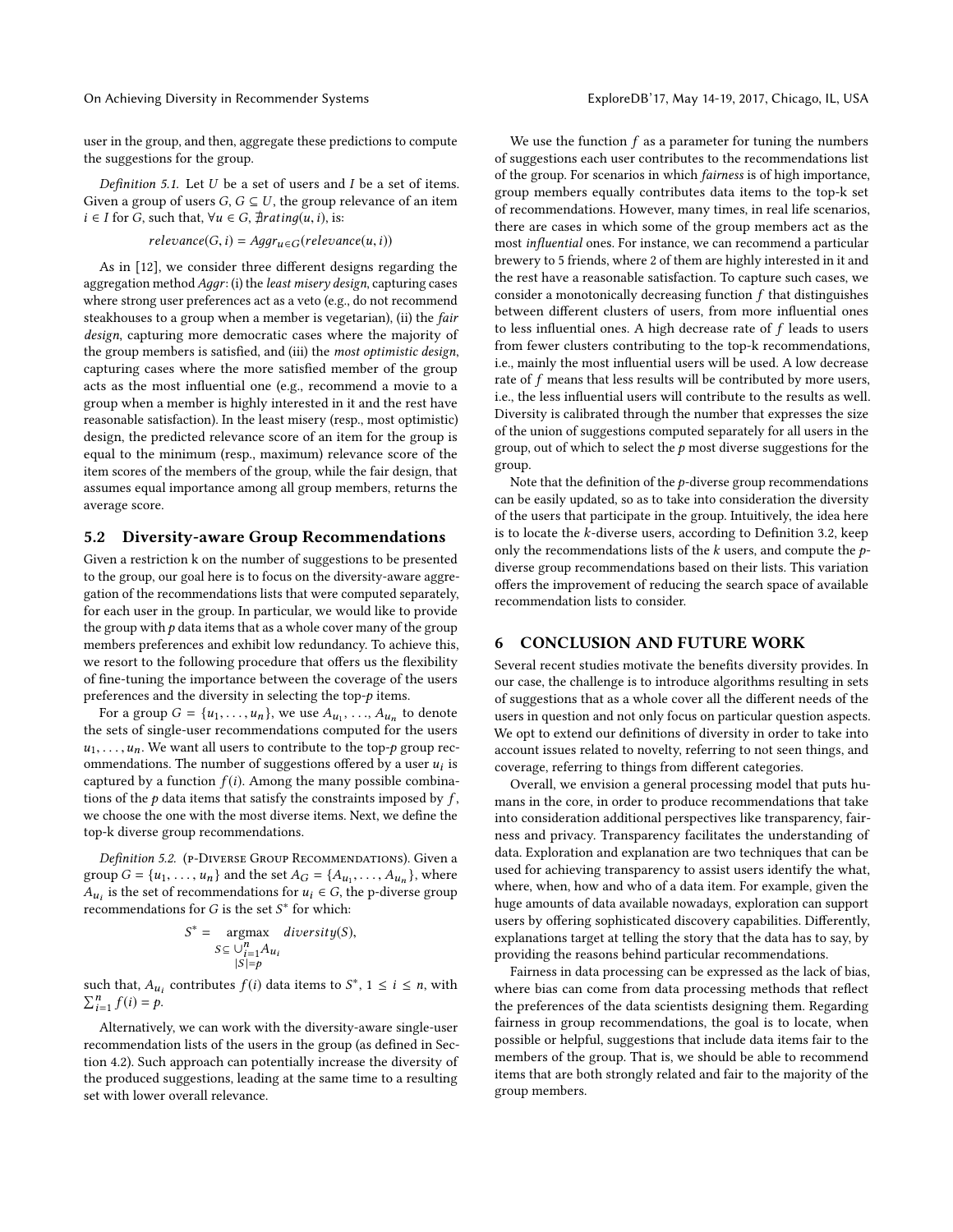user in the group, and then, aggregate these predictions to compute the suggestions for the group.

*Definition 5.1.* Let $U$ be a set of users and $I$ be a set of items. Given a group of users $G$, $G \subseteq U$, the group relevance of an item $i \in I$ for $G$, such that, $\forall u \in G, \nexists rating(u, i)$, is:

$$relevance(G, i) = Aggr_{u \in G}(relevance(u, i))$$

As in [12], we consider three different designs regarding the aggregation method *Aggr*: (i) the *least misery design*, capturing cases where strong user preferences act as a veto (e.g., do not recommend steakhouses to a group when a member is vegetarian), (ii) the *fair design*, capturing more democratic cases where the majority of the group members is satisfied, and (iii) the *most optimistic design*, capturing cases where the more satisfied member of the group acts as the most influential one (e.g., recommend a movie to a group when a member is highly interested in it and the rest have reasonable satisfaction). In the least misery (resp., most optimistic) design, the predicted relevance score of an item for the group is equal to the minimum (resp., maximum) relevance score of the item scores of the members of the group, while the fair design, that assumes equal importance among all group members, returns the average score.

## 5.2 Diversity-aware Group Recommendations

Given a restriction k on the number of suggestions to be presented to the group, our goal here is to focus on the diversity-aware aggregation of the recommendations lists that were computed separately, for each user in the group. In particular, we would like to provide the group with $p$ data items that as a whole cover many of the group members preferences and exhibit low redundancy. To achieve this, we resort to the following procedure that offers us the flexibility of fine-tuning the importance between the coverage of the users preferences and the diversity in selecting the top-$p$ items.

For a group $G = \{u_1, \ldots, u_n\}$, we use $A_{u_1}, \ldots, A_{u_n}$ to denote the sets of single-user recommendations computed for the users $u_1, \ldots, u_n$. We want all users to contribute to the top-$p$ group recommendations. The number of suggestions offered by a user $u_i$ is captured by a function $f(i)$. Among the many possible combinations of the $p$ data items that satisfy the constraints imposed by $f$, we choose the one with the most diverse items. Next, we define the top-k diverse group recommendations.

*Definition 5.2.* (p-Diverse Group Recommendations). Given a group $G = \{u_1, \ldots, u_n\}$ and the set $A_G = \{A_{u_1}, \ldots, A_{u_n}\}$, where $A_{u_i}$ is the set of recommendations for $u_i \in G$, the p-diverse group recommendations for $G$ is the set $S^*$ for which:

$$S^* = \underset{\substack{S \subseteq \cup_{i=1}^{n} A_{u_i} \\ |S| = p}}{\operatorname{argmax}} \; diversity(S),$$

such that, $A_{u_i}$ contributes $f(i)$ data items to $S^*$, $1 \leq i \leq n$, with $\sum_{i=1}^{n} f(i) = p$.

Alternatively, we can work with the diversity-aware single-user recommendation lists of the users in the group (as defined in Section 4.2). Such approach can potentially increase the diversity of the produced suggestions, leading at the same time to a resulting set with lower overall relevance.

We use the function $f$ as a parameter for tuning the numbers of suggestions each user contributes to the recommendations list of the group. For scenarios in which *fairness* is of high importance, group members equally contributes data items to the top-k set of recommendations. However, many times, in real life scenarios, there are cases in which some of the group members act as the most *influential* ones. For instance, we can recommend a particular brewery to 5 friends, where 2 of them are highly interested in it and the rest have a reasonable satisfaction. To capture such cases, we consider a monotonically decreasing function $f$ that distinguishes between different clusters of users, from more influential ones to less influential ones. A high decrease rate of $f$ leads to users from fewer clusters contributing to the top-k recommendations, i.e., mainly the most influential users will be used. A low decrease rate of $f$ means that less results will be contributed by more users, i.e., the less influential users will contribute to the results as well. Diversity is calibrated through the number that expresses the size of the union of suggestions computed separately for all users in the group, out of which to select the $p$ most diverse suggestions for the group.

Note that the definition of the $p$-diverse group recommendations can be easily updated, so as to take into consideration the diversity of the users that participate in the group. Intuitively, the idea here is to locate the $k$-diverse users, according to Definition 3.2, keep only the recommendations lists of the $k$ users, and compute the $p$-diverse group recommendations based on their lists. This variation offers the improvement of reducing the search space of available recommendation lists to consider.

# 6 CONCLUSION AND FUTURE WORK

Several recent studies motivate the benefits diversity provides. In our case, the challenge is to introduce algorithms resulting in sets of suggestions that as a whole cover all the different needs of the users in question and not only focus on particular question aspects. We opt to extend our definitions of diversity in order to take into account issues related to novelty, referring to not seen things, and coverage, referring to things from different categories.

Overall, we envision a general processing model that puts humans in the core, in order to produce recommendations that take into consideration additional perspectives like transparency, fairness and privacy. Transparency facilitates the understanding of data. Exploration and explanation are two techniques that can be used for achieving transparency to assist users identify the what, where, when, how and who of a data item. For example, given the huge amounts of data available nowadays, exploration can support users by offering sophisticated discovery capabilities. Differently, explanations target at telling the story that the data has to say, by providing the reasons behind particular recommendations.

Fairness in data processing can be expressed as the lack of bias, where bias can come from data processing methods that reflect the preferences of the data scientists designing them. Regarding fairness in group recommendations, the goal is to locate, when possible or helpful, suggestions that include data items fair to the members of the group. That is, we should be able to recommend items that are both strongly related and fair to the majority of the group members.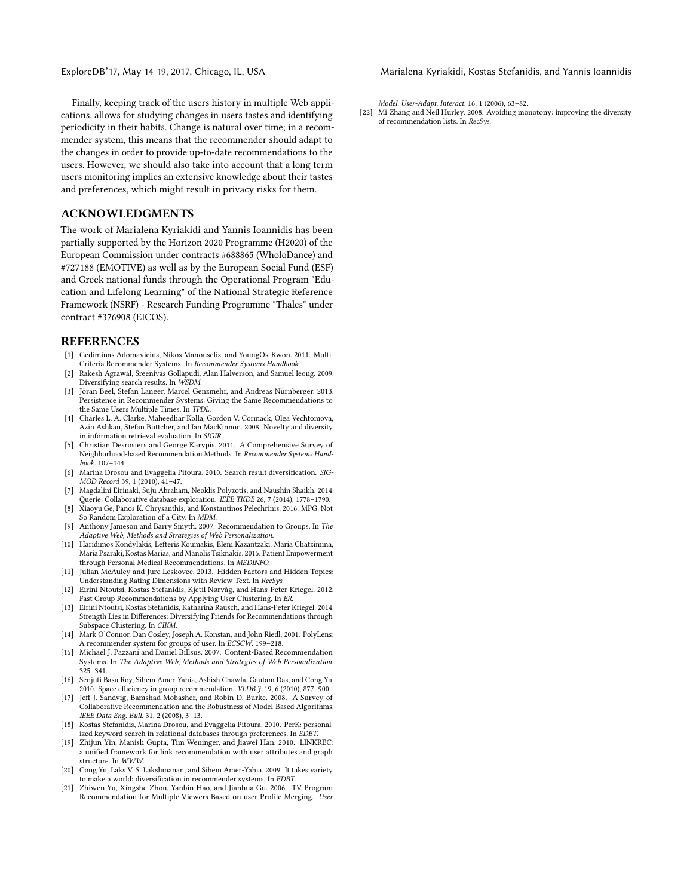Finally, keeping track of the users history in multiple Web applications, allows for studying changes in users tastes and identifying periodicity in their habits. Change is natural over time; in a recommender system, this means that the recommender should adapt to the changes in order to provide up-to-date recommendations to the users. However, we should also take into account that a long term users monitoring implies an extensive knowledge about their tastes and preferences, which might result in privacy risks for them.

## ACKNOWLEDGMENTS

The work of Marialena Kyriakidi and Yannis Ioannidis has been partially supported by the Horizon 2020 Programme (H2020) of the European Commission under contracts #688865 (WholoDance) and #727188 (EMOTIVE) as well as by the European Social Fund (ESF) and Greek national funds through the Operational Program "Education and Lifelong Learning" of the National Strategic Reference Framework (NSRF) - Research Funding Programme "Thales" under contract #376908 (EICOS).

## REFERENCES

- [1] Gediminas Adomavicius, Nikos Manouselis, and YoungOk Kwon. 2011. Multi-Criteria Recommender Systems. In *Recommender Systems Handbook*.
- [2] Rakesh Agrawal, Sreenivas Gollapudi, Alan Halverson, and Samuel Ieong. 2009. Diversifying search results. In *WSDM*.
- [3] Jöran Beel, Stefan Langer, Marcel Genzmehr, and Andreas Nürnberger. 2013. Persistence in Recommender Systems: Giving the Same Recommendations to the Same Users Multiple Times. In *TPDL*.
- [4] Charles L. A. Clarke, Maheedhar Kolla, Gordon V. Cormack, Olga Vechtomova, Azin Ashkan, Stefan Büttcher, and Ian MacKinnon. 2008. Novelty and diversity in information retrieval evaluation. In *SIGIR*.
- [5] Christian Desrosiers and George Karypis. 2011. A Comprehensive Survey of Neighborhood-based Recommendation Methods. In *Recommender Systems Handbook*. 107–144.
- [6] Marina Drosou and Evaggelia Pitoura. 2010. Search result diversification. *SIGMOD Record* 39, 1 (2010), 41–47.
- [7] Magdalini Eirinaki, Suju Abraham, Neoklis Polyzotis, and Naushin Shaikh. 2014. Querie: Collaborative database exploration. *IEEE TKDE* 26, 7 (2014), 1778–1790.
- [8] Xiaoyu Ge, Panos K. Chrysanthis, and Konstantinos Pelechrinis. 2016. MPG: Not So Random Exploration of a City. In *MDM*.
- [9] Anthony Jameson and Barry Smyth. 2007. Recommendation to Groups. In *The Adaptive Web, Methods and Strategies of Web Personalization*.
- [10] Haridimos Kondylakis, Lefteris Koumakis, Eleni Kazantzaki, Maria Chatzimina, Maria Psaraki, Kostas Marias, and Manolis Tsiknakis. 2015. Patient Empowerment through Personal Medical Recommendations. In *MEDINFO*.
- [11] Julian McAuley and Jure Leskovec. 2013. Hidden Factors and Hidden Topics: Understanding Rating Dimensions with Review Text. In *RecSys*.
- [12] Eirini Ntoutsi, Kostas Stefanidis, Kjetil Nørvåg, and Hans-Peter Kriegel. 2012. Fast Group Recommendations by Applying User Clustering. In *ER*.
- [13] Eirini Ntoutsi, Kostas Stefanidis, Katharina Rausch, and Hans-Peter Kriegel. 2014. Strength Lies in Differences: Diversifying Friends for Recommendations through Subspace Clustering. In *CIKM*.
- [14] Mark O'Connor, Dan Cosley, Joseph A. Konstan, and John Riedl. 2001. PolyLens: A recommender system for groups of user. In *ECSCW*. 199–218.
- [15] Michael J. Pazzani and Daniel Billsus. 2007. Content-Based Recommendation Systems. In *The Adaptive Web, Methods and Strategies of Web Personalization*. 325–341.
- [16] Senjuti Basu Roy, Sihem Amer-Yahia, Ashish Chawla, Gautam Das, and Cong Yu. 2010. Space efficiency in group recommendation. *VLDB J.* 19, 6 (2010), 877–900.
- [17] Jeff J. Sandvig, Bamshad Mobasher, and Robin D. Burke. 2008. A Survey of Collaborative Recommendation and the Robustness of Model-Based Algorithms. *IEEE Data Eng. Bull.* 31, 2 (2008), 3–13.
- [18] Kostas Stefanidis, Marina Drosou, and Evaggelia Pitoura. 2010. PerK: personalized keyword search in relational databases through preferences. In *EDBT*.
- [19] Zhijun Yin, Manish Gupta, Tim Weninger, and Jiawei Han. 2010. LINKREC: a unified framework for link recommendation with user attributes and graph structure. In *WWW*.
- [20] Cong Yu, Laks V. S. Lakshmanan, and Sihem Amer-Yahia. 2009. It takes variety to make a world: diversification in recommender systems. In *EDBT*.
- [21] Zhiwen Yu, Xingshe Zhou, Yanbin Hao, and Jianhua Gu. 2006. TV Program Recommendation for Multiple Viewers Based on user Profile Merging. *User Model. User-Adapt. Interact.* 16, 1 (2006), 63–82.
- [22] Mi Zhang and Neil Hurley. 2008. Avoiding monotony: improving the diversity of recommendation lists. In *RecSys*.